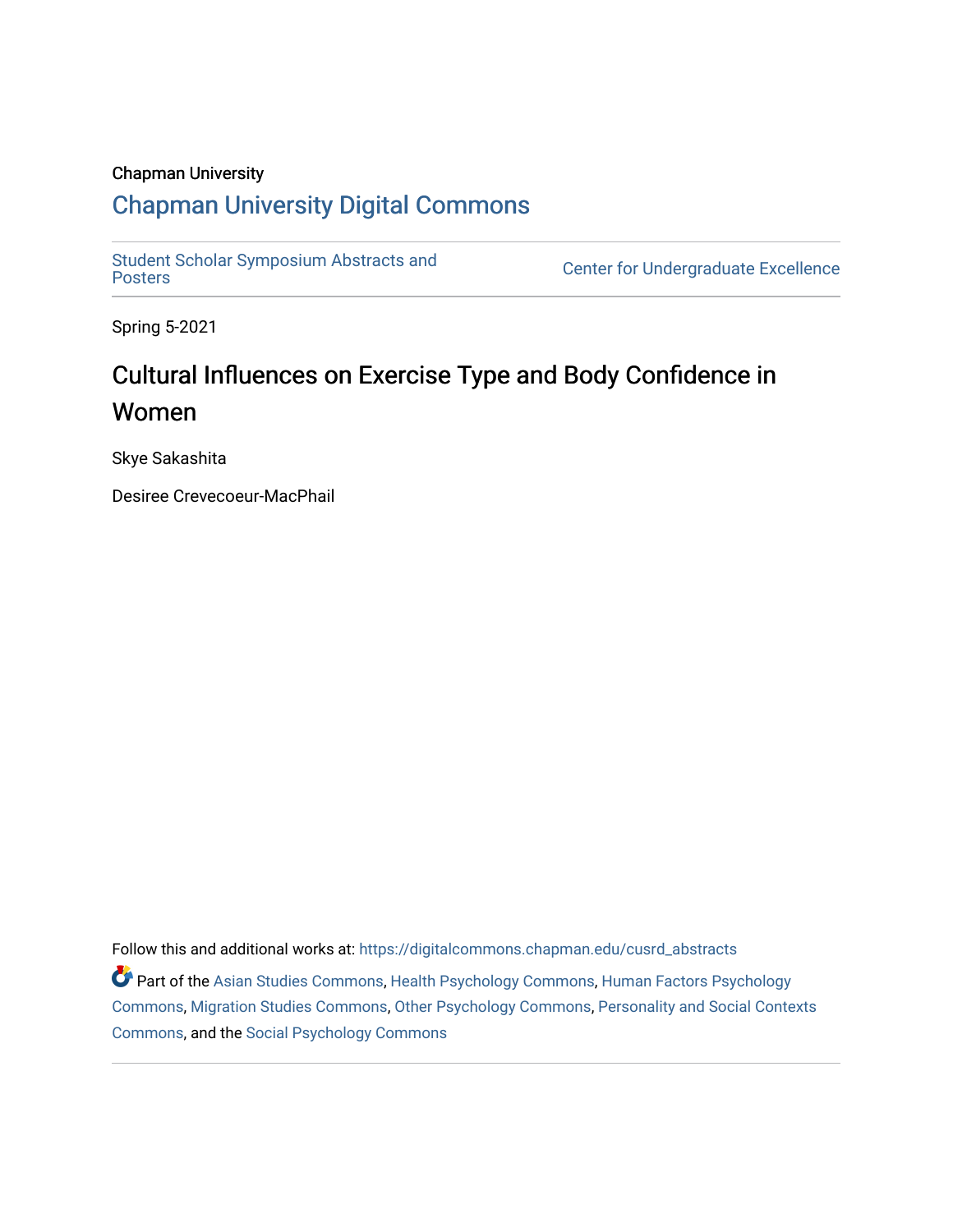Chapman University

## Chapman University Digital Commons

Student Scholar Symposium Abstracts and Posters

Center for Undergraduate Excellence

Spring 5-2021

# Cultural Influences on Exercise Type and Body Confidence in Women

Skye Sakashita

Desiree Crevecoeur-MacPhail

Follow this and additional works at: https://digitalcommons.chapman.edu/cusrd_abstracts

Part of the Asian Studies Commons, Health Psychology Commons, Human Factors Psychology Commons, Migration Studies Commons, Other Psychology Commons, Personality and Social Contexts Commons, and the Social Psychology Commons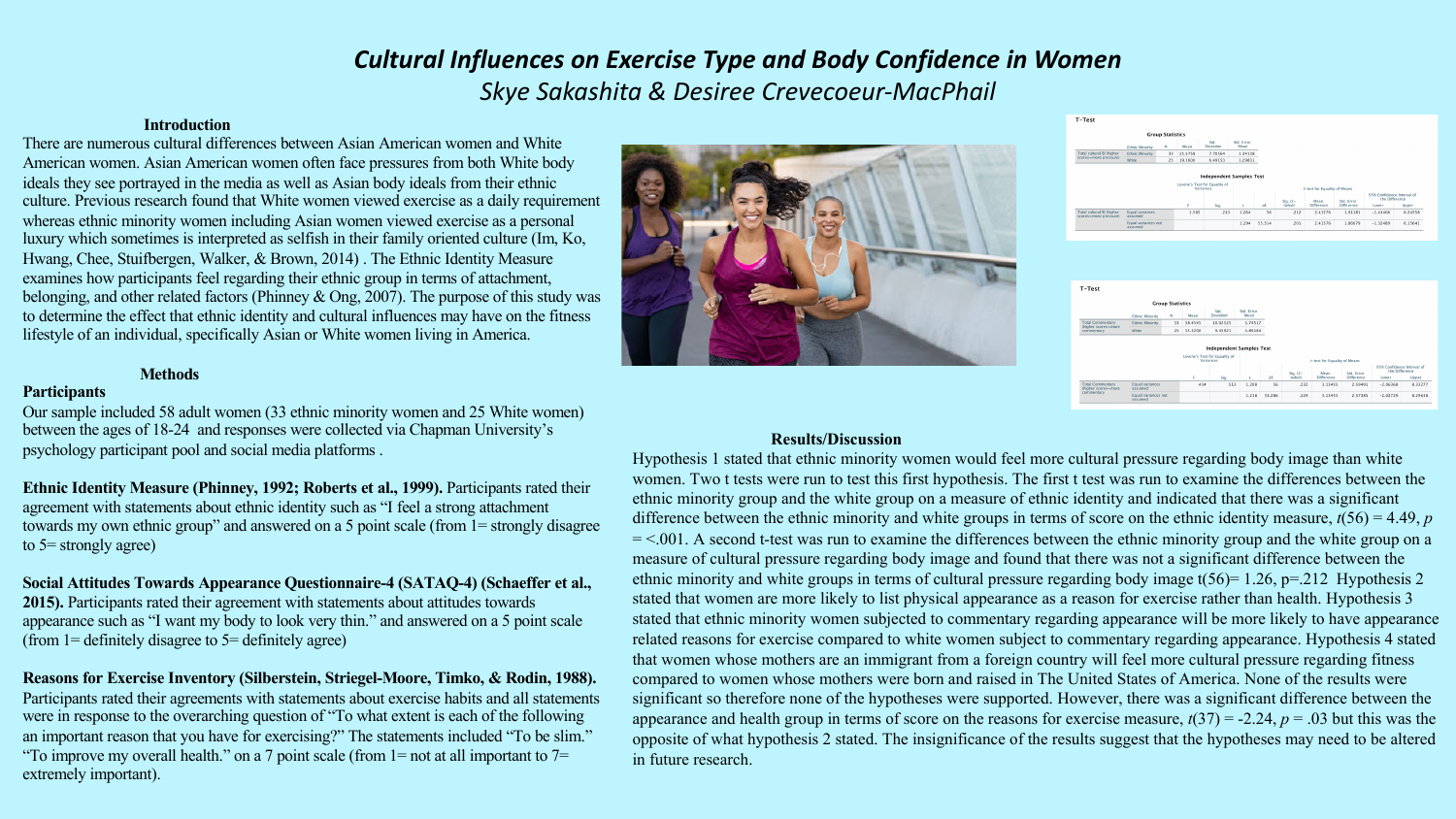# *Cultural Influences on Exercise Type and Body Confidence in Women*

*Skye Sakashita & Desiree Crevecoeur-MacPhail*

## Introduction

There are numerous cultural differences between Asian American women and White American women. Asian American women often face pressures from both White body ideals they see portrayed in the media as well as Asian body ideals from their ethnic culture. Previous research found that White women viewed exercise as a daily requirement whereas ethnic minority women including Asian women viewed exercise as a personal luxury which sometimes is interpreted as selfish in their family oriented culture (Im, Ko, Hwang, Chee, Stuifbergen, Walker, & Brown, 2014) . The Ethnic Identity Measure examines how participants feel regarding their ethnic group in terms of attachment, belonging, and other related factors (Phinney & Ong, 2007). The purpose of this study was to determine the effect that ethnic identity and cultural influences may have on the fitness lifestyle of an individual, specifically Asian or White women living in America.

## Methods

### Participants

Our sample included 58 adult women (33 ethnic minority women and 25 White women) between the ages of 18-24 and responses were collected via Chapman University's psychology participant pool and social media platforms .

**Ethnic Identity Measure (Phinney, 1992; Roberts et al., 1999).** Participants rated their agreement with statements about ethnic identity such as "I feel a strong attachment towards my own ethnic group" and answered on a 5 point scale (from 1= strongly disagree to 5= strongly agree)

**Social Attitudes Towards Appearance Questionnaire-4 (SATAQ-4) (Schaeffer et al., 2015).** Participants rated their agreement with statements about attitudes towards appearance such as "I want my body to look very thin." and answered on a 5 point scale (from 1= definitely disagree to 5= definitely agree)

**Reasons for Exercise Inventory (Silberstein, Striegel-Moore, Timko, & Rodin, 1988).** Participants rated their agreements with statements about exercise habits and all statements were in response to the overarching question of "To what extent is each of the following an important reason that you have for exercising?" The statements included "To be slim." "To improve my overall health." on a 7 point scale (from 1= not at all important to 7= extremely important).

T-Test

Group Statistics

| | Ethnic Minority | N | Mean | Std. Deviation | Std. Error Mean |
|---|---|---|---|---|---|
| Total cultural BI (higher score=more pressure) | Ethnic Minority | 33 | 21.5758 | 7.70364 | 1.34108 |
| | White | 25 | 19.1600 | 6.49153 | 1.29831 |

Independent Samples Test

| | | Levene's Test for Equality of Variances | | t-test for Equality of Means | | | | | 95% Confidence Interval of the Difference | |
|---|---|---|---|---|---|---|---|---|---|---|
| | | F | Sig. | t | df | Sig. (2-tailed) | Mean Difference | Std. Error Difference | Lower | Upper |
| Total cultural BI (higher score=more pressure) | Equal variances assumed | 1.100 | .233 | 1.264 | 56 | .212 | 2.41576 | 1.91181 | -1.41406 | 6.24558 |
| | Equal variances not assumed | | | 1.294 | 55.314 | .201 | 2.41576 | 1.86679 | -1.32489 | 6.15641 |

T-Test

Group Statistics

| | Ethnic Minority | N | Mean | Std. Deviation | Std. Error Mean |
|---|---|---|---|---|---|
| Total Commentary (higher score=more commentary) | Ethnic Minority | 33 | 38.4545 | 10.92525 | 1.74517 |
| | White | 25 | 35.3200 | 8.41921 | 1.68384 |

Independent Samples Test

| | | Levene's Test for Equality of Variances | | t-test for Equality of Means | | | | | 95% Confidence Interval of the Difference | |
|---|---|---|---|---|---|---|---|---|---|---|
| | | F | Sig. | t | df | Sig. (2-tailed) | Mean Difference | Std. Error Difference | Lower | Upper |
| Total Commentary (higher score=more commentary) | Equal variances assumed | .434 | .513 | 1.208 | 56 | .232 | 3.13455 | 2.59401 | -2.06368 | 8.33277 |
| | Equal variances not assumed | | | 1.216 | 55.286 | .229 | 3.13455 | 2.57805 | -2.02729 | 8.29639 |

## Results/Discussion

Hypothesis 1 stated that ethnic minority women would feel more cultural pressure regarding body image than white women. Two t tests were run to test this first hypothesis. The first t test was run to examine the differences between the ethnic minority group and the white group on a measure of ethnic identity and indicated that there was a significant difference between the ethnic minority and white groups in terms of score on the ethnic identity measure, $t(56) = 4.49$, $p = <.001$. A second t-test was run to examine the differences between the ethnic minority group and the white group on a measure of cultural pressure regarding body image and found that there was not a significant difference between the ethnic minority and white groups in terms of cultural pressure regarding body image $t(56) = 1.26$, $p=.212$ Hypothesis 2 stated that women are more likely to list physical appearance as a reason for exercise rather than health. Hypothesis 3 stated that ethnic minority women subjected to commentary regarding appearance will be more likely to have appearance related reasons for exercise compared to white women subject to commentary regarding appearance. Hypothesis 4 stated that women whose mothers are an immigrant from a foreign country will feel more cultural pressure regarding fitness compared to women whose mothers were born and raised in The United States of America. None of the results were significant so therefore none of the hypotheses were supported. However, there was a significant difference between the appearance and health group in terms of score on the reasons for exercise measure, $t(37) = -2.24$, $p = .03$ but this was the opposite of what hypothesis 2 stated. The insignificance of the results suggest that the hypotheses may need to be altered in future research.